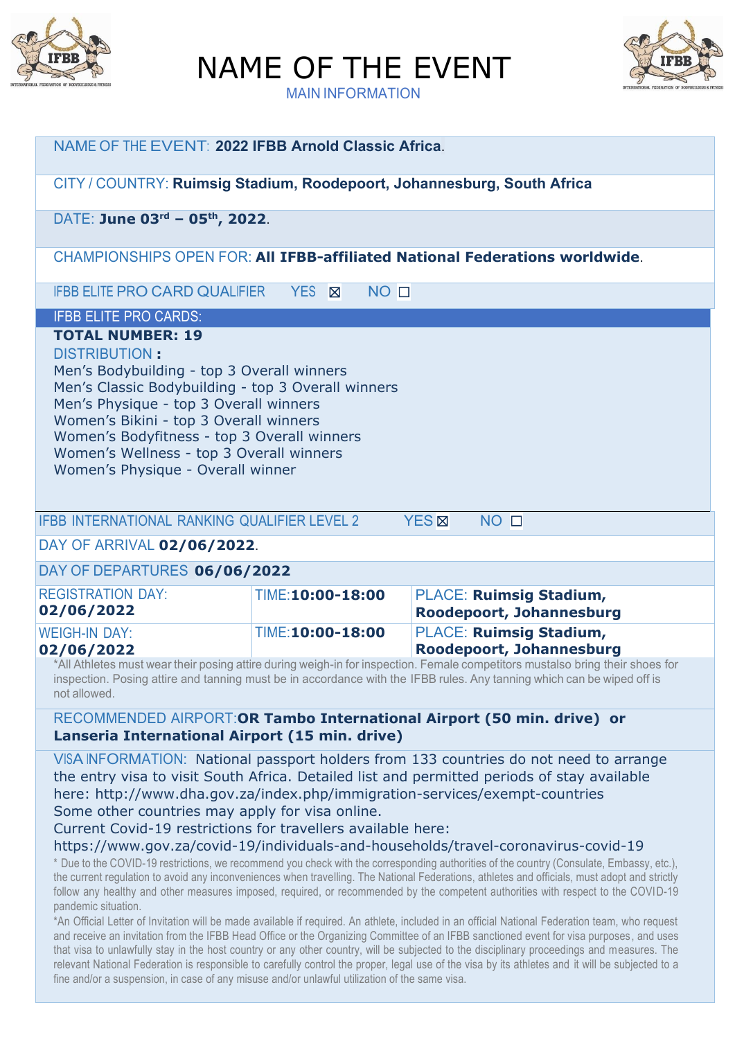# NAME OF THE EVENT

MAIN INFORMATION

NAME OF THE EVENT: **2022 IFBB Arnold Classic Africa**.

CITY / COUNTRY: **Ruimsig Stadium, Roodepoort, Johannesburg, South Africa**

DATE: **June 03rd – 05th, 2022**.

CHAMPIONSHIPS OPEN FOR: **All IFBB-affiliated National Federations worldwide**.

IFBB ELITE PRO CARD QUALIFIER YES ☒ NO ☐

IFBB ELITE PRO CARDS:

**TOTAL NUMBER: 19**

DISTRIBUTION **:**

Men's Bodybuilding - top 3 Overall winners
Men's Classic Bodybuilding - top 3 Overall winners
Men's Physique - top 3 Overall winners
Women's Bikini - top 3 Overall winners
Women's Bodyfitness - top 3 Overall winners
Women's Wellness - top 3 Overall winners
Women's Physique - Overall winner

IFBB INTERNATIONAL RANKING QUALIFIER LEVEL 2 YES ☒ NO ☐

DAY OF ARRIVAL **02/06/2022**.

DAY OF DEPARTURES **06/06/2022**

| | | |
|---|---|---|
| REGISTRATION DAY: **02/06/2022** | TIME: **10:00-18:00** | PLACE: **Ruimsig Stadium, Roodepoort, Johannesburg** |
| WEIGH-IN DAY: **02/06/2022** | TIME: **10:00-18:00** | PLACE: **Ruimsig Stadium, Roodepoort, Johannesburg** |

*All Athletes must wear their posing attire during weigh-in for inspection. Female competitors mustalso bring their shoes for inspection. Posing attire and tanning must be in accordance with the IFBB rules. Any tanning which can be wiped off is not allowed.

RECOMMENDED AIRPORT: **OR Tambo International Airport (50 min. drive) or Lanseria International Airport (15 min. drive)**

VISA INFORMATION: National passport holders from 133 countries do not need to arrange the entry visa to visit South Africa. Detailed list and permitted periods of stay available here: http://www.dha.gov.za/index.php/immigration-services/exempt-countries
Some other countries may apply for visa online.
Current Covid-19 restrictions for travellers available here:
https://www.gov.za/covid-19/individuals-and-households/travel-coronavirus-covid-19

* Due to the COVID-19 restrictions, we recommend you check with the corresponding authorities of the country (Consulate, Embassy, etc.), the current regulation to avoid any inconveniences when travelling. The National Federations, athletes and officials, must adopt and strictly follow any healthy and other measures imposed, required, or recommended by the competent authorities with respect to the COVID-19 pandemic situation.

*An Official Letter of Invitation will be made available if required. An athlete, included in an official National Federation team, who request and receive an invitation from the IFBB Head Office or the Organizing Committee of an IFBB sanctioned event for visa purposes, and uses that visa to unlawfully stay in the host country or any other country, will be subjected to the disciplinary proceedings and measures. The relevant National Federation is responsible to carefully control the proper, legal use of the visa by its athletes and it will be subjected to a fine and/or a suspension, in case of any misuse and/or unlawful utilization of the same visa.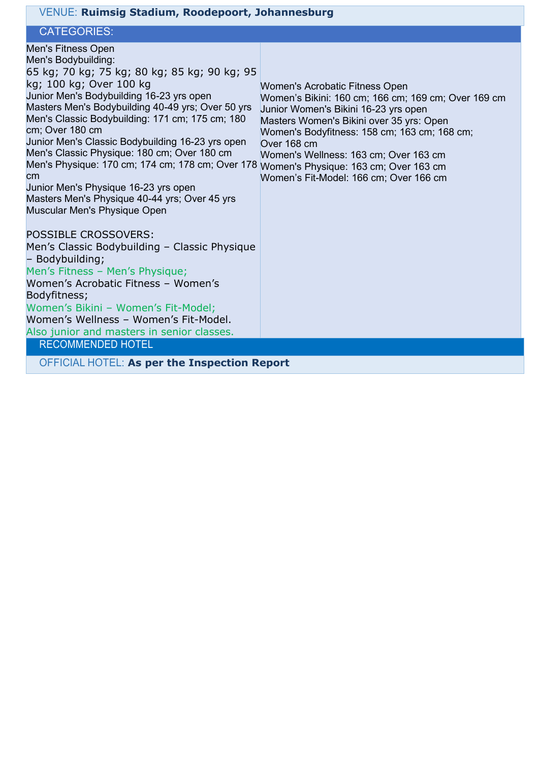**VENUE:** **Ruimsig Stadium, Roodepoort, Johannesburg**

## CATEGORIES:

Men's Fitness Open
Men's Bodybuilding:
65 kg; 70 kg; 75 kg; 80 kg; 85 kg; 90 kg; 95 kg; 100 kg; Over 100 kg
Junior Men's Bodybuilding 16-23 yrs open
Masters Men's Bodybuilding 40-49 yrs; Over 50 yrs
Men's Classic Bodybuilding: 171 cm; 175 cm; 180 cm; Over 180 cm
Junior Men's Classic Bodybuilding 16-23 yrs open
Men's Classic Physique: 180 cm; Over 180 cm
Men's Physique: 170 cm; 174 cm; 178 cm; Over 178 cm
Junior Men's Physique 16-23 yrs open
Masters Men's Physique 40-44 yrs; Over 45 yrs
Muscular Men's Physique Open

Women's Acrobatic Fitness Open
Women's Bikini: 160 cm; 166 cm; 169 cm; Over 169 cm
Junior Women's Bikini 16-23 yrs open
Masters Women's Bikini over 35 yrs: Open
Women's Bodyfitness: 158 cm; 163 cm; 168 cm; Over 168 cm
Women's Wellness: 163 cm; Over 163 cm
Women's Physique: 163 cm; Over 163 cm
Women's Fit-Model: 166 cm; Over 166 cm

POSSIBLE CROSSOVERS:
Men's Classic Bodybuilding – Classic Physique – Bodybuilding;
Men's Fitness – Men's Physique;
Women's Acrobatic Fitness – Women's Bodyfitness;
Women's Bikini – Women's Fit-Model;
Women's Wellness – Women's Fit-Model.
Also junior and masters in senior classes.

## RECOMMENDED HOTEL

OFFICIAL HOTEL: **As per the Inspection Report**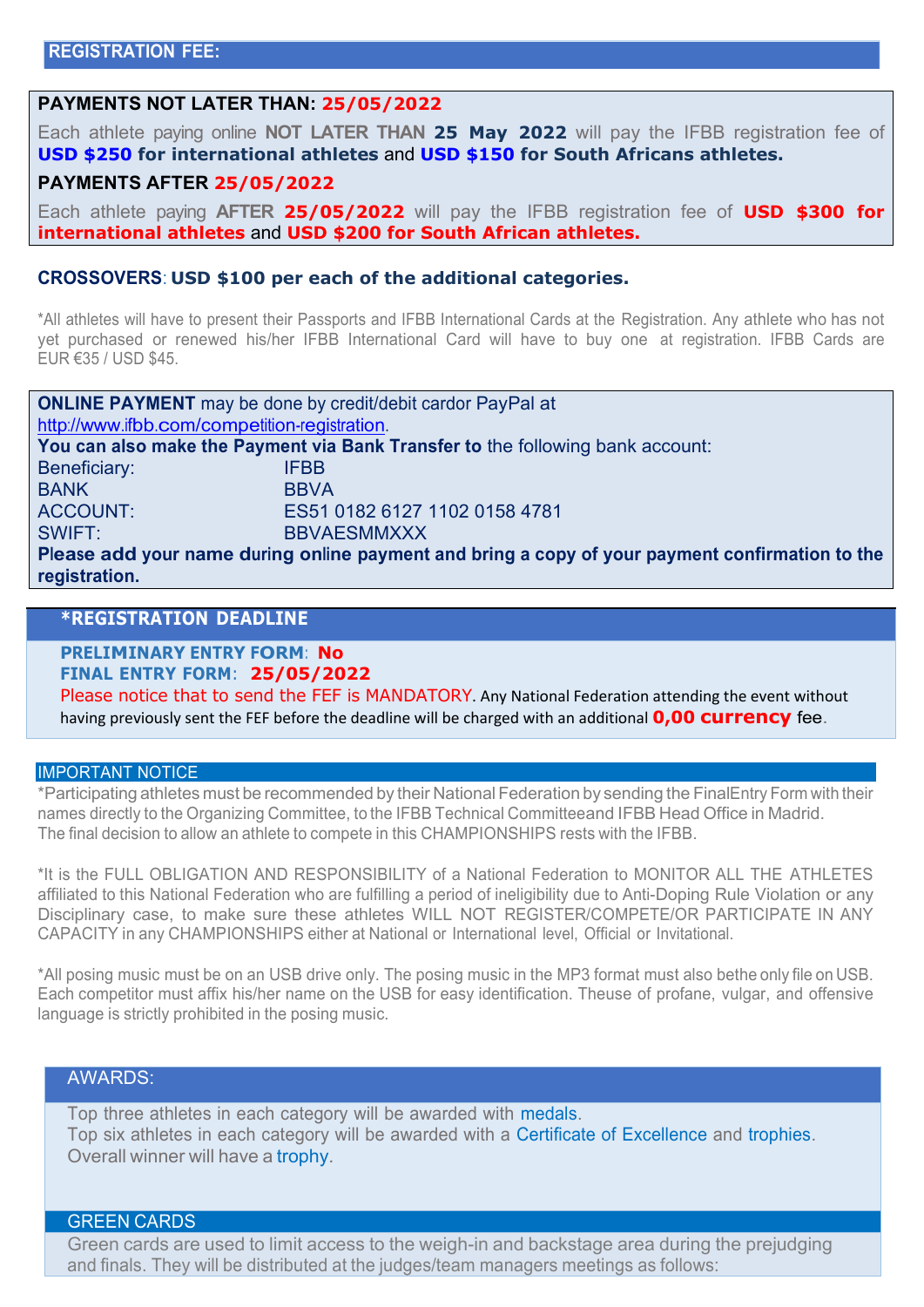## REGISTRATION FEE:

**PAYMENTS NOT LATER THAN: 25/05/2022**

Each athlete paying online **NOT LATER THAN 25 May 2022** will pay the IFBB registration fee of **USD $250 for international athletes** and **USD $150 for South Africans athletes.**

**PAYMENTS AFTER 25/05/2022**

Each athlete paying **AFTER 25/05/2022** will pay the IFBB registration fee of **USD $300 for international athletes** and **USD $200 for South African athletes.**

**CROSSOVERS**: **USD $100 per each of the additional categories.**

*All athletes will have to present their Passports and IFBB International Cards at the Registration. Any athlete who has not yet purchased or renewed his/her IFBB International Card will have to buy one at registration. IFBB Cards are EUR €35 / USD $45.

**ONLINE PAYMENT** may be done by credit/debit cardor PayPal at http://www.ifbb.com/competition-registration.
**You can also make the Payment via Bank Transfer to** the following bank account:

| | |
|---|---|
| Beneficiary: | IFBB |
| BANK | BBVA |
| ACCOUNT: | ES51 0182 6127 1102 0158 4781 |
| SWIFT: | BBVAESMMXXX |

**Please add your name during online payment and bring a copy of your payment confirmation to the registration.**

## *REGISTRATION DEADLINE

**PRELIMINARY ENTRY FORM**: **No**
**FINAL ENTRY FORM**: **25/05/2022**
Please notice that to send the FEF is MANDATORY. Any National Federation attending the event without having previously sent the FEF before the deadline will be charged with an additional **0,00 currency** fee.

## IMPORTANT NOTICE

*Participating athletes must be recommended by their National Federation by sending the FinalEntry Form with their names directly to the Organizing Committee, to the IFBB Technical Committeeand IFBB Head Office in Madrid. The final decision to allow an athlete to compete in this CHAMPIONSHIPS rests with the IFBB.

*It is the FULL OBLIGATION AND RESPONSIBILITY of a National Federation to MONITOR ALL THE ATHLETES affiliated to this National Federation who are fulfilling a period of ineligibility due to Anti-Doping Rule Violation or any Disciplinary case, to make sure these athletes WILL NOT REGISTER/COMPETE/OR PARTICIPATE IN ANY CAPACITY in any CHAMPIONSHIPS either at National or International level, Official or Invitational.

*All posing music must be on an USB drive only. The posing music in the MP3 format must also bethe only file on USB. Each competitor must affix his/her name on the USB for easy identification. Theuse of profane, vulgar, and offensive language is strictly prohibited in the posing music.

## AWARDS:

Top three athletes in each category will be awarded with medals.
Top six athletes in each category will be awarded with a Certificate of Excellence and trophies.
Overall winner will have a trophy.

## GREEN CARDS

Green cards are used to limit access to the weigh-in and backstage area during the prejudging and finals. They will be distributed at the judges/team managers meetings as follows: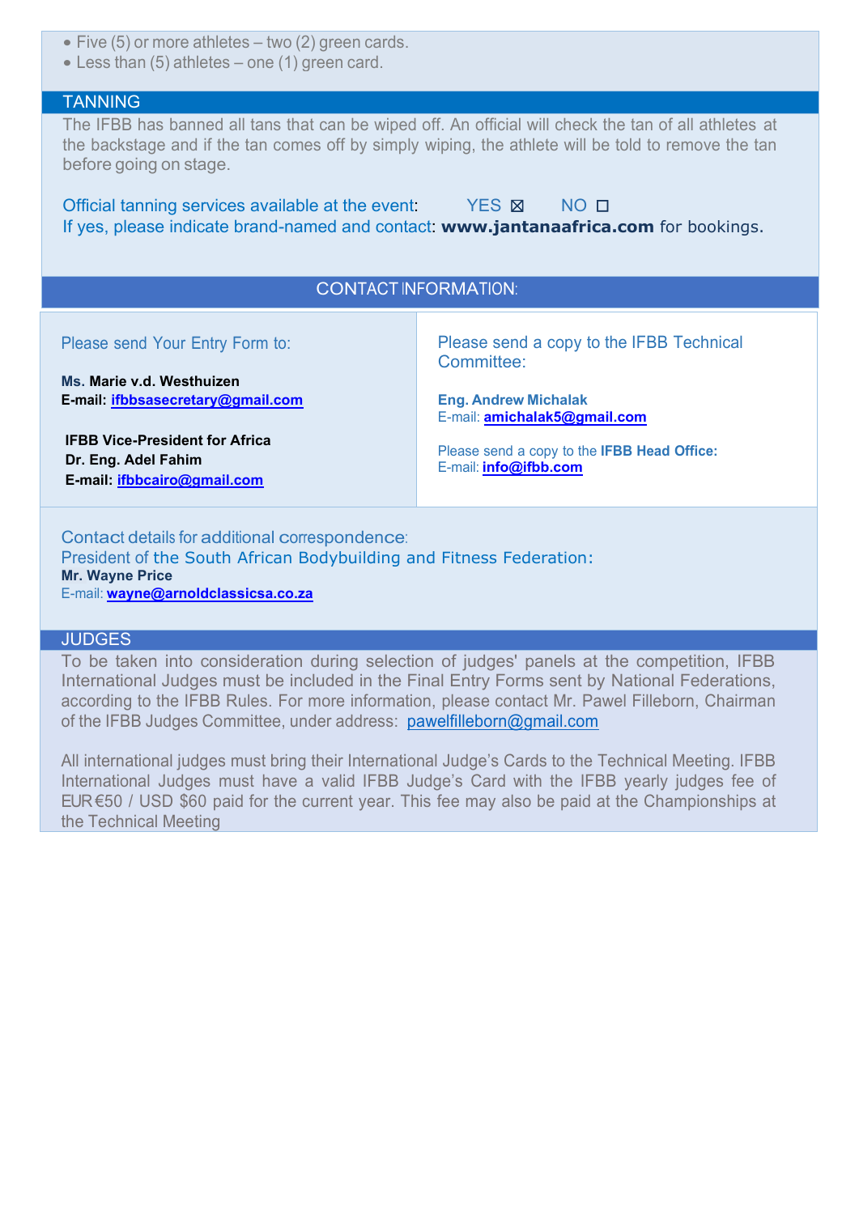- Five (5) or more athletes – two (2) green cards.
- Less than (5) athletes – one (1) green card.

## TANNING

The IFBB has banned all tans that can be wiped off. An official will check the tan of all athletes at the backstage and if the tan comes off by simply wiping, the athlete will be told to remove the tan before going on stage.

Official tanning services available at the event: YES ☒ NO ☐
If yes, please indicate brand-named and contact: **www.jantanaafrica.com** for bookings.

## CONTACT INFORMATION:

Please send Your Entry Form to:

**Ms. Marie v.d. Westhuizen**
**E-mail: ifbbsasecretary@gmail.com**

**IFBB Vice-President for Africa**
**Dr. Eng. Adel Fahim**
**E-mail: ifbbcairo@gmail.com**

Please send a copy to the IFBB Technical Committee:

**Eng. Andrew Michalak**
E-mail: **amichalak5@gmail.com**

Please send a copy to the **IFBB Head Office:**
E-mail: **info@ifbb.com**

Contact details for additional correspondence:
President of the South African Bodybuilding and Fitness Federation:
**Mr. Wayne Price**
E-mail: **wayne@arnoldclassicsa.co.za**

## JUDGES

To be taken into consideration during selection of judges' panels at the competition, IFBB International Judges must be included in the Final Entry Forms sent by National Federations, according to the IFBB Rules. For more information, please contact Mr. Pawel Filleborn, Chairman of the IFBB Judges Committee, under address: pawelfilleborn@gmail.com

All international judges must bring their International Judge's Cards to the Technical Meeting. IFBB International Judges must have a valid IFBB Judge's Card with the IFBB yearly judges fee of EUR€50 / USD $60 paid for the current year. This fee may also be paid at the Championships at the Technical Meeting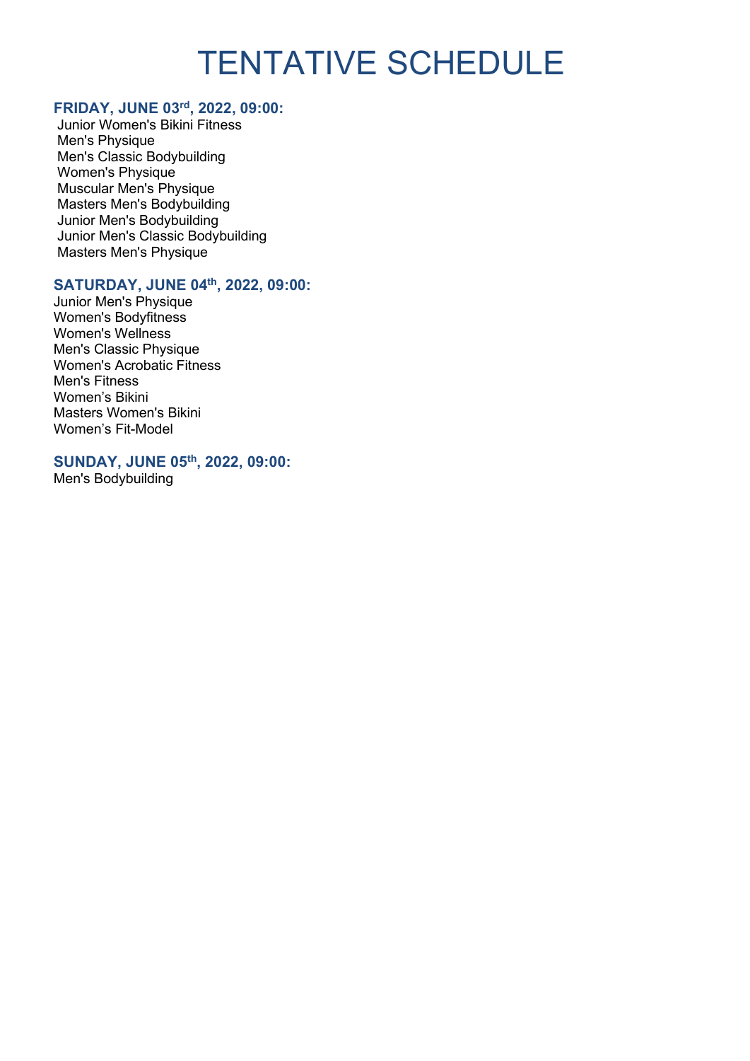# TENTATIVE SCHEDULE

**FRIDAY, JUNE 03rd, 2022, 09:00:**

Junior Women's Bikini Fitness
Men's Physique
Men's Classic Bodybuilding
Women's Physique
Muscular Men's Physique
Masters Men's Bodybuilding
Junior Men's Bodybuilding
Junior Men's Classic Bodybuilding
Masters Men's Physique

**SATURDAY, JUNE 04th, 2022, 09:00:**

Junior Men's Physique
Women's Bodyfitness
Women's Wellness
Men's Classic Physique
Women's Acrobatic Fitness
Men's Fitness
Women's Bikini
Masters Women's Bikini
Women's Fit-Model

**SUNDAY, JUNE 05th, 2022, 09:00:**

Men's Bodybuilding